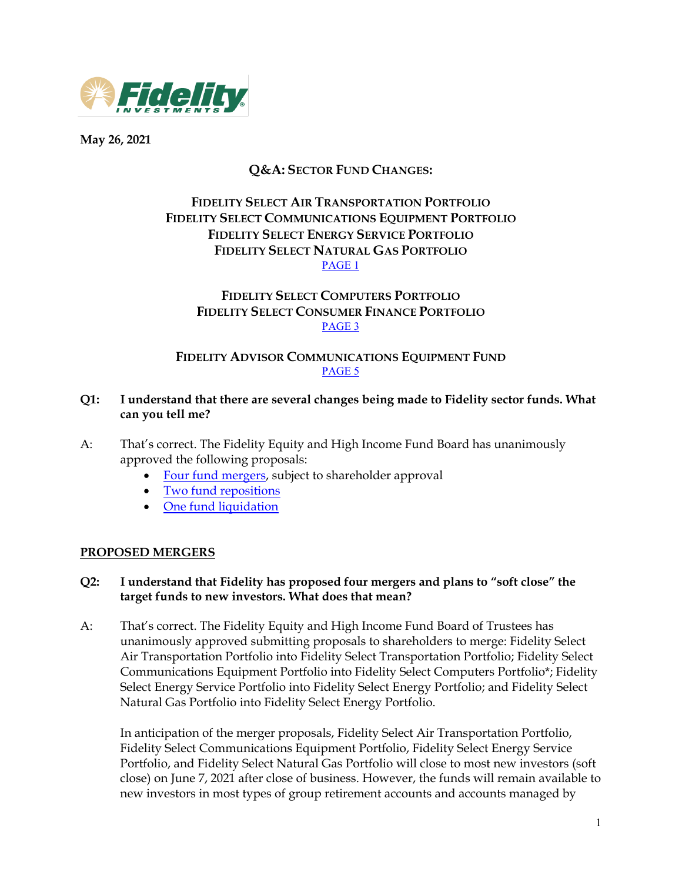**May 26, 2021**

# Q&A: Sector Fund Changes:

### Fidelity Select Air Transportation Portfolio
### Fidelity Select Communications Equipment Portfolio
### Fidelity Select Energy Service Portfolio
### Fidelity Select Natural Gas Portfolio
PAGE 1

### Fidelity Select Computers Portfolio
### Fidelity Select Consumer Finance Portfolio
PAGE 3

### Fidelity Advisor Communications Equipment Fund
PAGE 5

**Q1: I understand that there are several changes being made to Fidelity sector funds. What can you tell me?**

A: That's correct. The Fidelity Equity and High Income Fund Board has unanimously approved the following proposals:

- Four fund mergers, subject to shareholder approval
- Two fund repositions
- One fund liquidation

## PROPOSED MERGERS

**Q2: I understand that Fidelity has proposed four mergers and plans to "soft close" the target funds to new investors. What does that mean?**

A: That's correct. The Fidelity Equity and High Income Fund Board of Trustees has unanimously approved submitting proposals to shareholders to merge: Fidelity Select Air Transportation Portfolio into Fidelity Select Transportation Portfolio; Fidelity Select Communications Equipment Portfolio into Fidelity Select Computers Portfolio*; Fidelity Select Energy Service Portfolio into Fidelity Select Energy Portfolio; and Fidelity Select Natural Gas Portfolio into Fidelity Select Energy Portfolio.

In anticipation of the merger proposals, Fidelity Select Air Transportation Portfolio, Fidelity Select Communications Equipment Portfolio, Fidelity Select Energy Service Portfolio, and Fidelity Select Natural Gas Portfolio will close to most new investors (soft close) on June 7, 2021 after close of business. However, the funds will remain available to new investors in most types of group retirement accounts and accounts managed by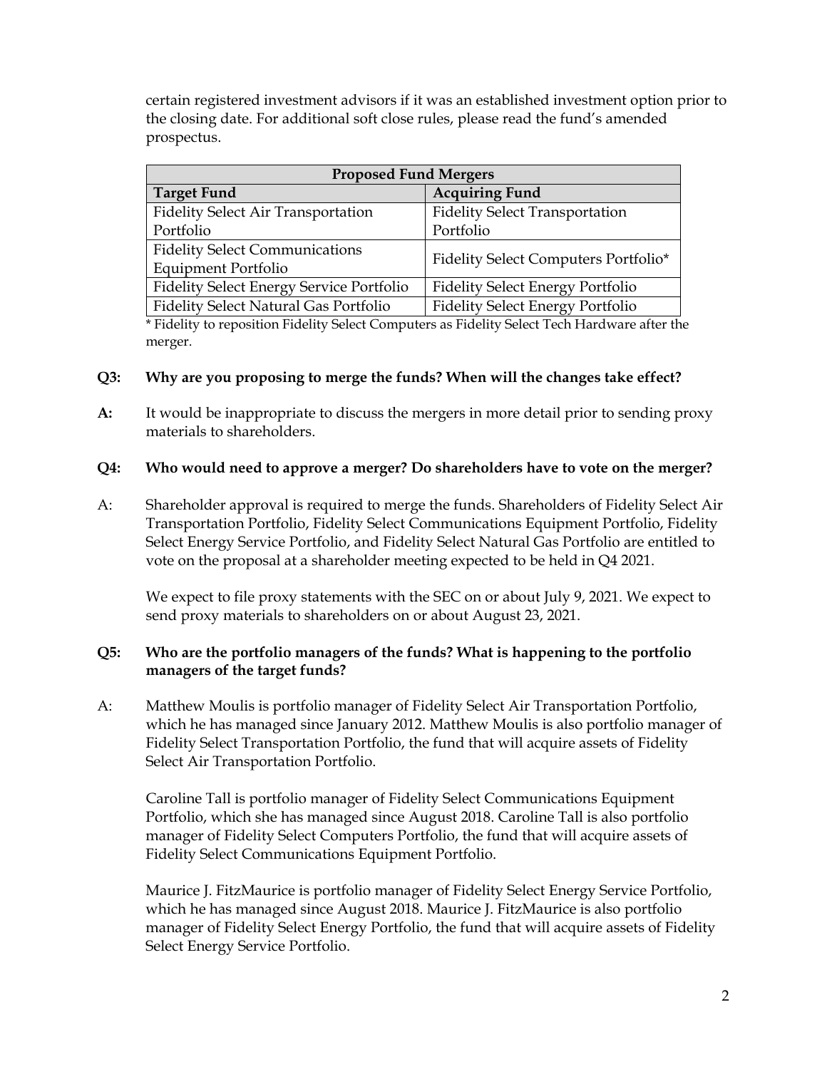certain registered investment advisors if it was an established investment option prior to the closing date. For additional soft close rules, please read the fund's amended prospectus.

| Proposed Fund Mergers | |
|---|---|
| **Target Fund** | **Acquiring Fund** |
| Fidelity Select Air Transportation Portfolio | Fidelity Select Transportation Portfolio |
| Fidelity Select Communications Equipment Portfolio | Fidelity Select Computers Portfolio* |
| Fidelity Select Energy Service Portfolio | Fidelity Select Energy Portfolio |
| Fidelity Select Natural Gas Portfolio | Fidelity Select Energy Portfolio |

* Fidelity to reposition Fidelity Select Computers as Fidelity Select Tech Hardware after the merger.

**Q3: Why are you proposing to merge the funds? When will the changes take effect?**

**A:** It would be inappropriate to discuss the mergers in more detail prior to sending proxy materials to shareholders.

**Q4: Who would need to approve a merger? Do shareholders have to vote on the merger?**

A: Shareholder approval is required to merge the funds. Shareholders of Fidelity Select Air Transportation Portfolio, Fidelity Select Communications Equipment Portfolio, Fidelity Select Energy Service Portfolio, and Fidelity Select Natural Gas Portfolio are entitled to vote on the proposal at a shareholder meeting expected to be held in Q4 2021.

We expect to file proxy statements with the SEC on or about July 9, 2021. We expect to send proxy materials to shareholders on or about August 23, 2021.

**Q5: Who are the portfolio managers of the funds? What is happening to the portfolio managers of the target funds?**

A: Matthew Moulis is portfolio manager of Fidelity Select Air Transportation Portfolio, which he has managed since January 2012. Matthew Moulis is also portfolio manager of Fidelity Select Transportation Portfolio, the fund that will acquire assets of Fidelity Select Air Transportation Portfolio.

Caroline Tall is portfolio manager of Fidelity Select Communications Equipment Portfolio, which she has managed since August 2018. Caroline Tall is also portfolio manager of Fidelity Select Computers Portfolio, the fund that will acquire assets of Fidelity Select Communications Equipment Portfolio.

Maurice J. FitzMaurice is portfolio manager of Fidelity Select Energy Service Portfolio, which he has managed since August 2018. Maurice J. FitzMaurice is also portfolio manager of Fidelity Select Energy Portfolio, the fund that will acquire assets of Fidelity Select Energy Service Portfolio.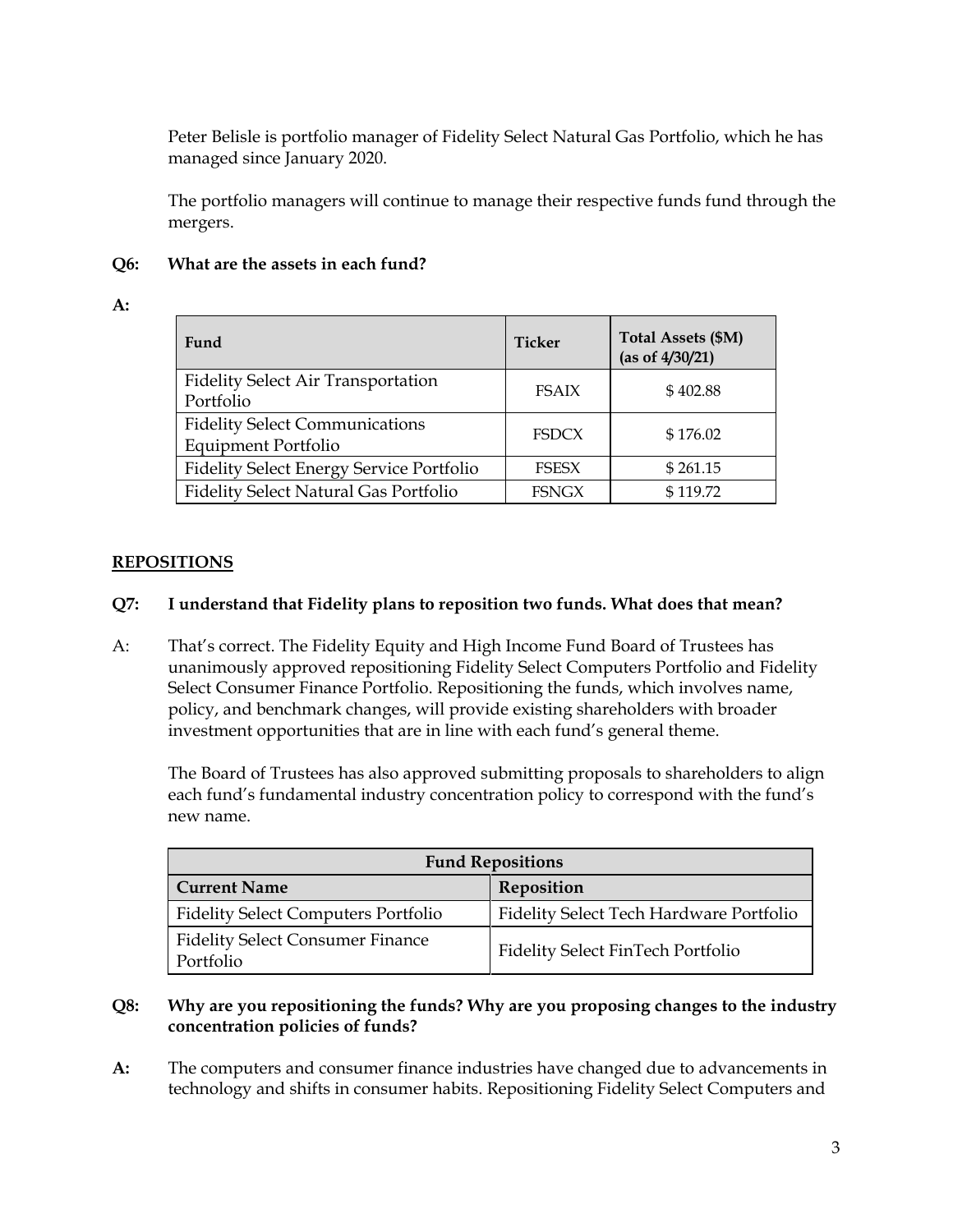Peter Belisle is portfolio manager of Fidelity Select Natural Gas Portfolio, which he has managed since January 2020.

The portfolio managers will continue to manage their respective funds fund through the mergers.

**Q6: What are the assets in each fund?**

**A:**

| Fund | Ticker | Total Assets ($M) (as of 4/30/21) |
|---|---|---|
| Fidelity Select Air Transportation Portfolio | FSAIX | $ 402.88 |
| Fidelity Select Communications Equipment Portfolio | FSDCX | $ 176.02 |
| Fidelity Select Energy Service Portfolio | FSESX | $ 261.15 |
| Fidelity Select Natural Gas Portfolio | FSNGX | $ 119.72 |

## REPOSITIONS

**Q7: I understand that Fidelity plans to reposition two funds. What does that mean?**

A: That's correct. The Fidelity Equity and High Income Fund Board of Trustees has unanimously approved repositioning Fidelity Select Computers Portfolio and Fidelity Select Consumer Finance Portfolio. Repositioning the funds, which involves name, policy, and benchmark changes, will provide existing shareholders with broader investment opportunities that are in line with each fund's general theme.

The Board of Trustees has also approved submitting proposals to shareholders to align each fund's fundamental industry concentration policy to correspond with the fund's new name.

| Fund Repositions | |
|---|---|
| **Current Name** | **Reposition** |
| Fidelity Select Computers Portfolio | Fidelity Select Tech Hardware Portfolio |
| Fidelity Select Consumer Finance Portfolio | Fidelity Select FinTech Portfolio |

**Q8: Why are you repositioning the funds? Why are you proposing changes to the industry concentration policies of funds?**

**A:** The computers and consumer finance industries have changed due to advancements in technology and shifts in consumer habits. Repositioning Fidelity Select Computers and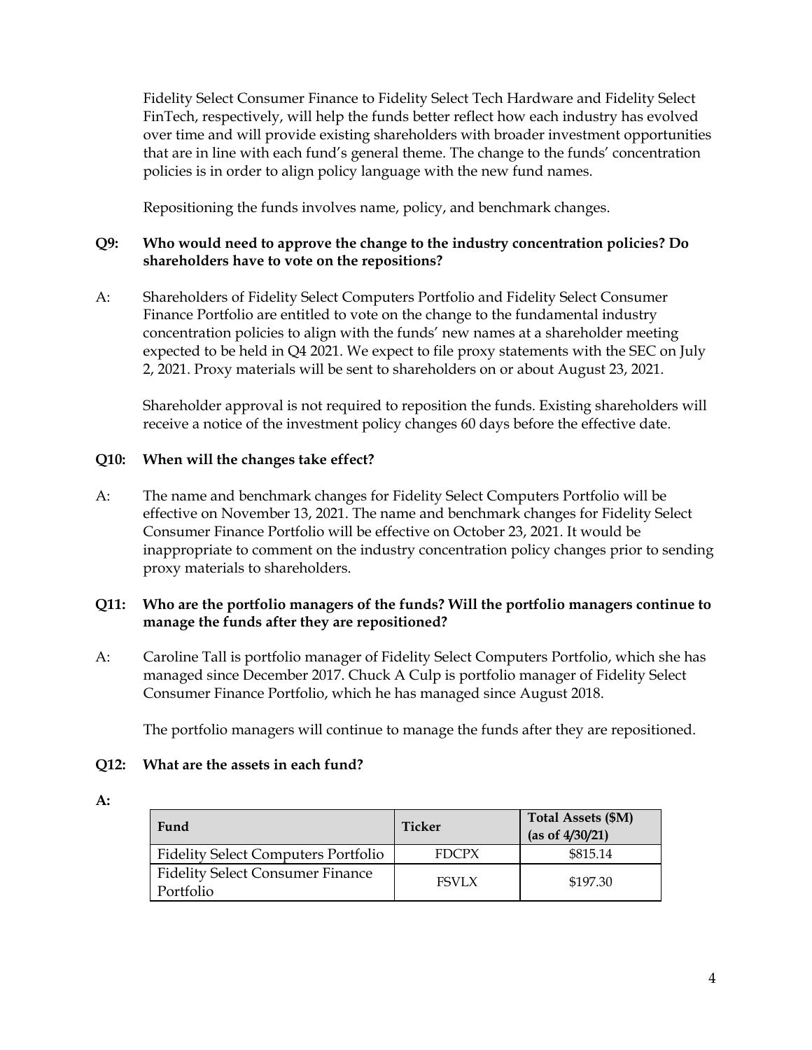Fidelity Select Consumer Finance to Fidelity Select Tech Hardware and Fidelity Select FinTech, respectively, will help the funds better reflect how each industry has evolved over time and will provide existing shareholders with broader investment opportunities that are in line with each fund's general theme. The change to the funds' concentration policies is in order to align policy language with the new fund names.

Repositioning the funds involves name, policy, and benchmark changes.

**Q9: Who would need to approve the change to the industry concentration policies? Do shareholders have to vote on the repositions?**

A: Shareholders of Fidelity Select Computers Portfolio and Fidelity Select Consumer Finance Portfolio are entitled to vote on the change to the fundamental industry concentration policies to align with the funds' new names at a shareholder meeting expected to be held in Q4 2021. We expect to file proxy statements with the SEC on July 2, 2021. Proxy materials will be sent to shareholders on or about August 23, 2021.

Shareholder approval is not required to reposition the funds. Existing shareholders will receive a notice of the investment policy changes 60 days before the effective date.

**Q10: When will the changes take effect?**

A: The name and benchmark changes for Fidelity Select Computers Portfolio will be effective on November 13, 2021. The name and benchmark changes for Fidelity Select Consumer Finance Portfolio will be effective on October 23, 2021. It would be inappropriate to comment on the industry concentration policy changes prior to sending proxy materials to shareholders.

**Q11: Who are the portfolio managers of the funds? Will the portfolio managers continue to manage the funds after they are repositioned?**

A: Caroline Tall is portfolio manager of Fidelity Select Computers Portfolio, which she has managed since December 2017. Chuck A Culp is portfolio manager of Fidelity Select Consumer Finance Portfolio, which he has managed since August 2018.

The portfolio managers will continue to manage the funds after they are repositioned.

**Q12: What are the assets in each fund?**

**A:**

| Fund | Ticker | Total Assets ($M) (as of 4/30/21) |
|---|---|---|
| Fidelity Select Computers Portfolio | FDCPX | $815.14 |
| Fidelity Select Consumer Finance Portfolio | FSVLX | $197.30 |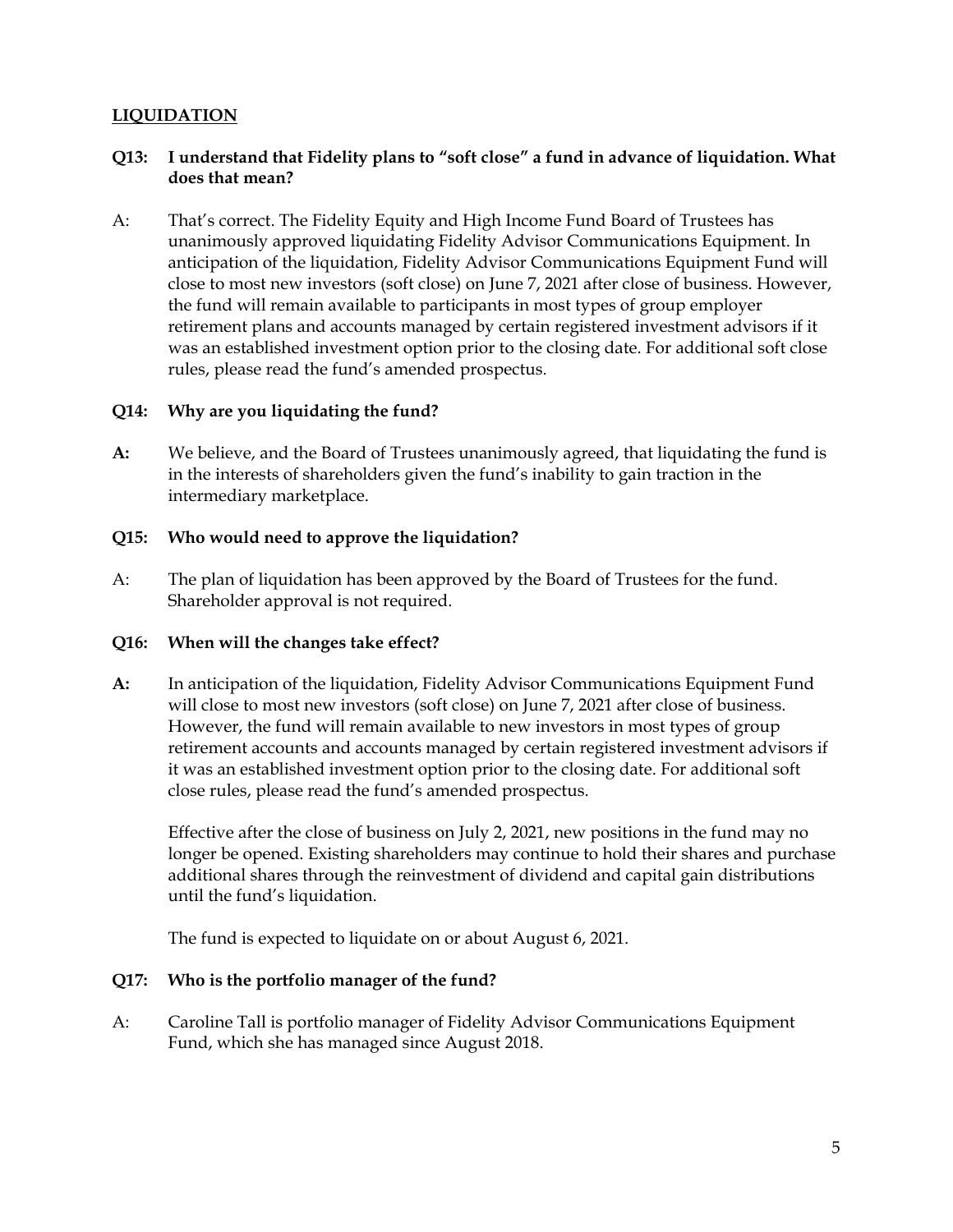## LIQUIDATION

**Q13: I understand that Fidelity plans to "soft close" a fund in advance of liquidation. What does that mean?**

A: That's correct. The Fidelity Equity and High Income Fund Board of Trustees has unanimously approved liquidating Fidelity Advisor Communications Equipment. In anticipation of the liquidation, Fidelity Advisor Communications Equipment Fund will close to most new investors (soft close) on June 7, 2021 after close of business. However, the fund will remain available to participants in most types of group employer retirement plans and accounts managed by certain registered investment advisors if it was an established investment option prior to the closing date. For additional soft close rules, please read the fund's amended prospectus.

**Q14: Why are you liquidating the fund?**

**A:** We believe, and the Board of Trustees unanimously agreed, that liquidating the fund is in the interests of shareholders given the fund's inability to gain traction in the intermediary marketplace.

**Q15: Who would need to approve the liquidation?**

A: The plan of liquidation has been approved by the Board of Trustees for the fund. Shareholder approval is not required.

**Q16: When will the changes take effect?**

**A:** In anticipation of the liquidation, Fidelity Advisor Communications Equipment Fund will close to most new investors (soft close) on June 7, 2021 after close of business. However, the fund will remain available to new investors in most types of group retirement accounts and accounts managed by certain registered investment advisors if it was an established investment option prior to the closing date. For additional soft close rules, please read the fund's amended prospectus.

Effective after the close of business on July 2, 2021, new positions in the fund may no longer be opened. Existing shareholders may continue to hold their shares and purchase additional shares through the reinvestment of dividend and capital gain distributions until the fund's liquidation.

The fund is expected to liquidate on or about August 6, 2021.

**Q17: Who is the portfolio manager of the fund?**

A: Caroline Tall is portfolio manager of Fidelity Advisor Communications Equipment Fund, which she has managed since August 2018.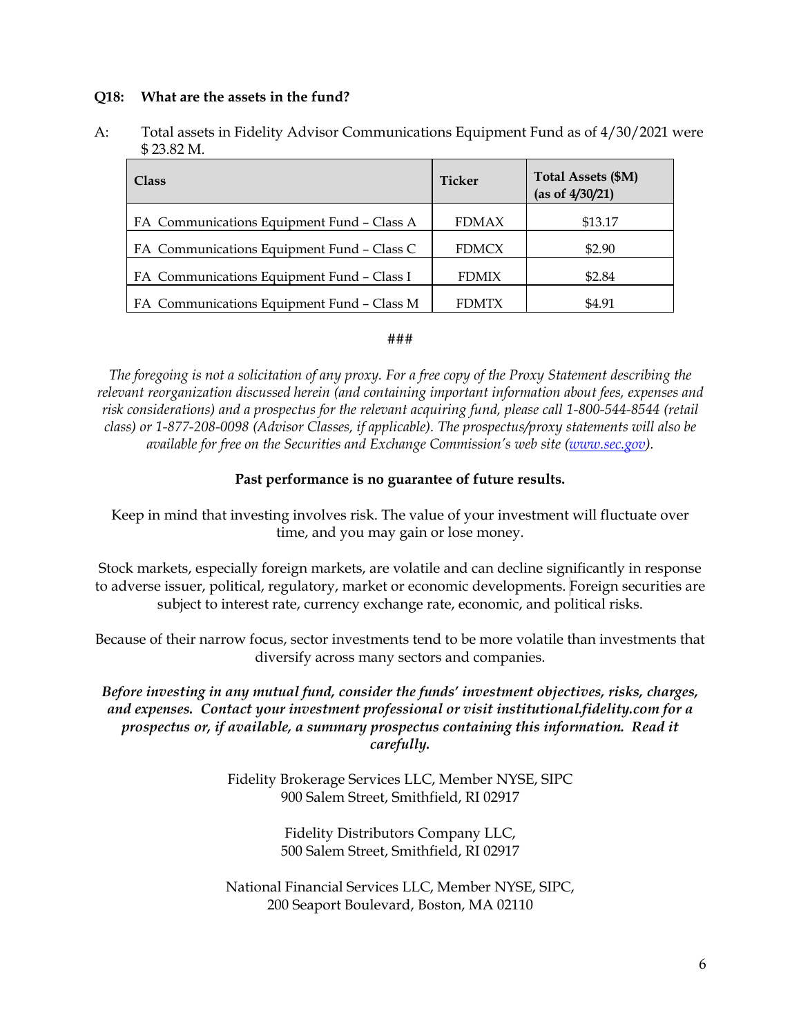**Q18: What are the assets in the fund?**

A: Total assets in Fidelity Advisor Communications Equipment Fund as of 4/30/2021 were $ 23.82 M.

| Class | Ticker | Total Assets ($M) (as of 4/30/21) |
|---|---|---|
| FA Communications Equipment Fund – Class A | FDMAX | $13.17 |
| FA Communications Equipment Fund – Class C | FDMCX | $2.90 |
| FA Communications Equipment Fund – Class I | FDMIX | $2.84 |
| FA Communications Equipment Fund – Class M | FDMTX | $4.91 |

###

*The foregoing is not a solicitation of any proxy. For a free copy of the Proxy Statement describing the relevant reorganization discussed herein (and containing important information about fees, expenses and risk considerations) and a prospectus for the relevant acquiring fund, please call 1-800-544-8544 (retail class) or 1-877-208-0098 (Advisor Classes, if applicable). The prospectus/proxy statements will also be available for free on the Securities and Exchange Commission's web site (www.sec.gov).*

**Past performance is no guarantee of future results.**

Keep in mind that investing involves risk. The value of your investment will fluctuate over time, and you may gain or lose money.

Stock markets, especially foreign markets, are volatile and can decline significantly in response to adverse issuer, political, regulatory, market or economic developments. Foreign securities are subject to interest rate, currency exchange rate, economic, and political risks.

Because of their narrow focus, sector investments tend to be more volatile than investments that diversify across many sectors and companies.

***Before investing in any mutual fund, consider the funds' investment objectives, risks, charges, and expenses. Contact your investment professional or visit institutional.fidelity.com for a prospectus or, if available, a summary prospectus containing this information. Read it carefully.***

Fidelity Brokerage Services LLC, Member NYSE, SIPC
900 Salem Street, Smithfield, RI 02917

Fidelity Distributors Company LLC,
500 Salem Street, Smithfield, RI 02917

National Financial Services LLC, Member NYSE, SIPC,
200 Seaport Boulevard, Boston, MA 02110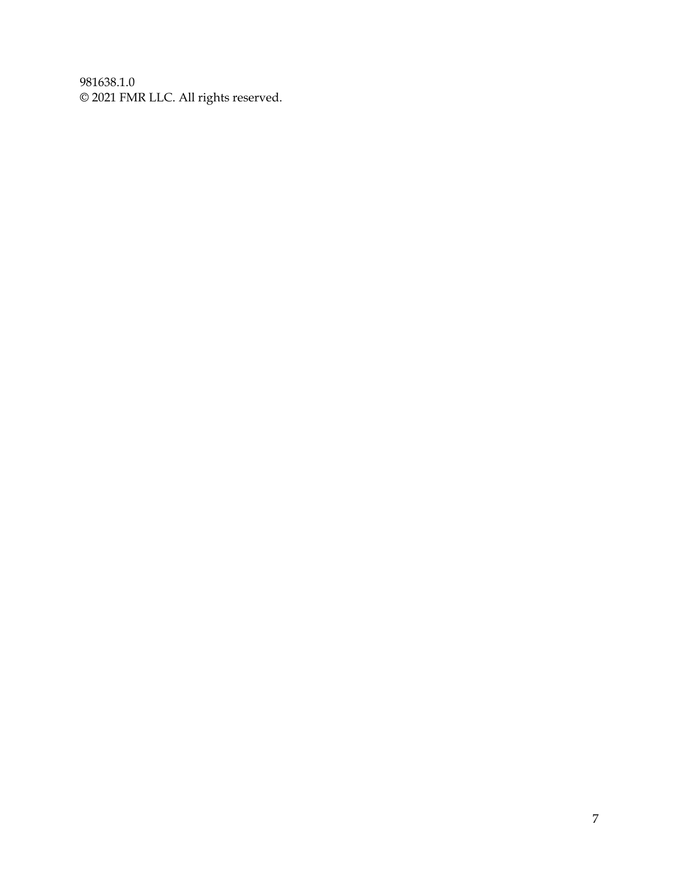981638.1.0
© 2021 FMR LLC. All rights reserved.